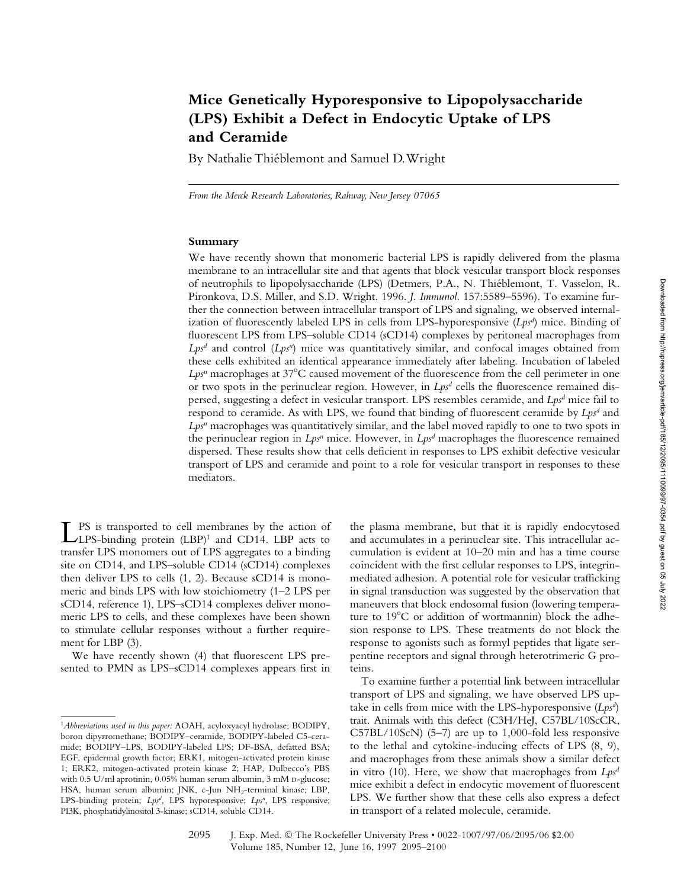# Mice Genetically Hyporesponsive to Lipopolysaccharide (LPS) Exhibit a Defect in Endocytic Uptake of LPS and Ceramide

By Nathalie Thiéblemont and Samuel D. Wright

*From the Merck Research Laboratories, Rahway, New Jersey 07065*

## Summary

We have recently shown that monomeric bacterial LPS is rapidly delivered from the plasma membrane to an intracellular site and that agents that block vesicular transport block responses of neutrophils to lipopolysaccharide (LPS) (Detmers, P.A., N. Thiéblemont, T. Vasselon, R. Pironkova, D.S. Miller, and S.D. Wright. 1996. *J. Immunol.* 157:5589–5596). To examine further the connection between intracellular transport of LPS and signaling, we observed internalization of fluorescently labeled LPS in cells from LPS-hyporesponsive ($Lps^d$) mice. Binding of fluorescent LPS from LPS–soluble CD14 (sCD14) complexes by peritoneal macrophages from $Lps^d$ and control ($Lps^n$) mice was quantitatively similar, and confocal images obtained from these cells exhibited an identical appearance immediately after labeling. Incubation of labeled $Lps^n$ macrophages at 37°C caused movement of the fluorescence from the cell perimeter in one or two spots in the perinuclear region. However, in $Lps^d$ cells the fluorescence remained dispersed, suggesting a defect in vesicular transport. LPS resembles ceramide, and $Lps^d$ mice fail to respond to ceramide. As with LPS, we found that binding of fluorescent ceramide by $Lps^d$ and $Lps^n$ macrophages was quantitatively similar, and the label moved rapidly to one to two spots in the perinuclear region in $Lps^n$ mice. However, in $Lps^d$ macrophages the fluorescence remained dispersed. These results show that cells deficient in responses to LPS exhibit defective vesicular transport of LPS and ceramide and point to a role for vesicular transport in responses to these mediators.

LPS is transported to cell membranes by the action of LPS-binding protein (LBP)[1] and CD14. LBP acts to transfer LPS monomers out of LPS aggregates to a binding site on CD14, and LPS–soluble CD14 (sCD14) complexes then deliver LPS to cells (1, 2). Because sCD14 is monomeric and binds LPS with low stoichiometry (1–2 LPS per sCD14, reference 1), LPS–sCD14 complexes deliver monomeric LPS to cells, and these complexes have been shown to stimulate cellular responses without a further requirement for LBP (3).

We have recently shown (4) that fluorescent LPS presented to PMN as LPS–sCD14 complexes appears first in the plasma membrane, but that it is rapidly endocytosed and accumulates in a perinuclear site. This intracellular accumulation is evident at 10–20 min and has a time course coincident with the first cellular responses to LPS, integrin-mediated adhesion. A potential role for vesicular trafficking in signal transduction was suggested by the observation that maneuvers that block endosomal fusion (lowering temperature to 19°C or addition of wortmannin) block the adhesion response to LPS. These treatments do not block the response to agonists such as formyl peptides that ligate serpentine receptors and signal through heterotrimeric G proteins.

To examine further a potential link between intracellular transport of LPS and signaling, we have observed LPS uptake in cells from mice with the LPS-hyporesponsive ($Lps^d$) trait. Animals with this defect (C3H/HeJ, C57BL/10ScCR, C57BL/10ScN) (5–7) are up to 1,000-fold less responsive to the lethal and cytokine-inducing effects of LPS (8, 9), and macrophages from these animals show a similar defect in vitro (10). Here, we show that macrophages from $Lps^d$ mice exhibit a defect in endocytic movement of fluorescent LPS. We further show that these cells also express a defect in transport of a related molecule, ceramide.

[1] *Abbreviations used in this paper:* AOAH, acyloxyacyl hydrolase; BODIPY, boron dipyrromethane; BODIPY–ceramide, BODIPY-labeled C5-ceramide; BODIPY–LPS, BODIPY-labeled LPS; DF-BSA, defatted BSA; EGF, epidermal growth factor; ERK1, mitogen-activated protein kinase 1; ERK2, mitogen-activated protein kinase 2; HAP, Dulbecco's PBS with 0.5 U/ml aprotinin, 0.05% human serum albumin, 3 mM D-glucose; HSA, human serum albumin; JNK, c-Jun $NH_2$-terminal kinase; LBP, LPS-binding protein; $Lps^d$, LPS hyporesponsive; $Lps^n$, LPS responsive; PI3K, phosphatidylinositol 3-kinase; sCD14, soluble CD14.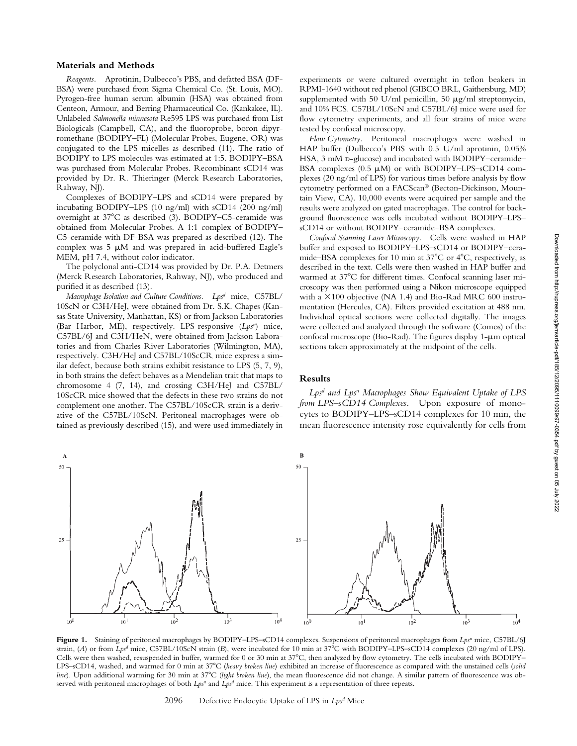## Materials and Methods

*Reagents.* Aprotinin, Dulbecco's PBS, and defatted BSA (DF-BSA) were purchased from Sigma Chemical Co. (St. Louis, MO). Pyrogen-free human serum albumin (HSA) was obtained from Centeon, Armour, and Berring Pharmaceutical Co. (Kankakee, IL). Unlabeled *Salmonella minnesota* Re595 LPS was purchased from List Biologicals (Campbell, CA), and the fluoroprobe, boron dipyrromethane (BODIPY–FL) (Molecular Probes, Eugene, OR) was conjugated to the LPS micelles as described (11). The ratio of BODIPY to LPS molecules was estimated at 1:5. BODIPY–BSA was purchased from Molecular Probes. Recombinant sCD14 was provided by Dr. R. Thieringer (Merck Research Laboratories, Rahway, NJ).

Complexes of BODIPY–LPS and sCD14 were prepared by incubating BODIPY–LPS (10 ng/ml) with sCD14 (200 ng/ml) overnight at 37°C as described (3). BODIPY–C5-ceramide was obtained from Molecular Probes. A 1:1 complex of BODIPY–C5-ceramide with DF-BSA was prepared as described (12). The complex was 5 μM and was prepared in acid-buffered Eagle's MEM, pH 7.4, without color indicator.

The polyclonal anti-CD14 was provided by Dr. P.A. Detmers (Merck Research Laboratories, Rahway, NJ), who produced and purified it as described (13).

*Macrophage Isolation and Culture Conditions.* *Lps*[d] mice, C57BL/10ScN or C3H/HeJ, were obtained from Dr. S.K. Chapes (Kansas State University, Manhattan, KS) or from Jackson Laboratories (Bar Harbor, ME), respectively. LPS-responsive (*Lps*[n]) mice, C57BL/6J and C3H/HeN, were obtained from Jackson Laboratories and from Charles River Laboratories (Wilmington, MA), respectively. C3H/HeJ and C57BL/10ScCR mice express a similar defect, because both strains exhibit resistance to LPS (5, 7, 9), in both strains the defect behaves as a Mendelian trait that maps to chromosome 4 (7, 14), and crossing C3H/HeJ and C57BL/10ScCR mice showed that the defects in these two strains do not complement one another. The C57BL/10ScCR strain is a derivative of the C57BL/10ScN. Peritoneal macrophages were obtained as previously described (15), and were used immediately in experiments or were cultured overnight in teflon beakers in RPMI-1640 without red phenol (GIBCO BRL, Gaithersburg, MD) supplemented with 50 U/ml penicillin, 50 μg/ml streptomycin, and 10% FCS. C57BL/10ScN and C57BL/6J mice were used for flow cytometry experiments, and all four strains of mice were tested by confocal microscopy.

*Flow Cytometry.* Peritoneal macrophages were washed in HAP buffer (Dulbecco's PBS with 0.5 U/ml aprotinin, 0.05% HSA, 3 mM D-glucose) and incubated with BODIPY–ceramide–BSA complexes (0.5 μM) or with BODIPY–LPS–sCD14 complexes (20 ng/ml of LPS) for various times before analysis by flow cytometry performed on a FACScan® (Becton-Dickinson, Mountain View, CA). 10,000 events were acquired per sample and the results were analyzed on gated macrophages. The control for background fluorescence was cells incubated without BODIPY–LPS–sCD14 or without BODIPY–ceramide–BSA complexes.

*Confocal Scanning Laser Microscopy.* Cells were washed in HAP buffer and exposed to BODIPY–LPS–sCD14 or BODIPY–ceramide–BSA complexes for 10 min at 37°C or 4°C, respectively, as described in the text. Cells were then washed in HAP buffer and warmed at 37°C for different times. Confocal scanning laser microscopy was then performed using a Nikon microscope equipped with a ×100 objective (NA 1.4) and Bio-Rad MRC 600 instrumentation (Hercules, CA). Filters provided excitation at 488 nm. Individual optical sections were collected digitally. The images were collected and analyzed through the software (Comos) of the confocal microscope (Bio-Rad). The figures display 1-μm optical sections taken approximately at the midpoint of the cells.

## Results

*Lps*[d] *and Lps*[n] *Macrophages Show Equivalent Uptake of LPS from LPS–sCD14 Complexes.* Upon exposure of monocytes to BODIPY–LPS–sCD14 complexes for 10 min, the mean fluorescence intensity rose equivalently for cells from

**Figure 1.** Staining of peritoneal macrophages by BODIPY–LPS–sCD14 complexes. Suspensions of peritoneal macrophages from *Lps*[n] mice, C57BL/6J strain, (*A*) or from *Lps*[d] mice, C57BL/10ScN strain (*B*), were incubated for 10 min at 37°C with BODIPY–LPS–sCD14 complexes (20 ng/ml of LPS). Cells were then washed, resuspended in buffer, warmed for 0 or 30 min at 37°C, then analyzed by flow cytometry. The cells incubated with BODIPY–LPS–sCD14, washed, and warmed for 0 min at 37°C (*heavy broken line*) exhibited an increase of fluorescence as compared with the unstained cells (*solid line*). Upon additional warming for 30 min at 37°C (*light broken line*), the mean fluorescence did not change. A similar pattern of fluorescence was observed with peritoneal macrophages of both *Lps*[n] and *Lps*[d] mice. This experiment is a representation of three repeats.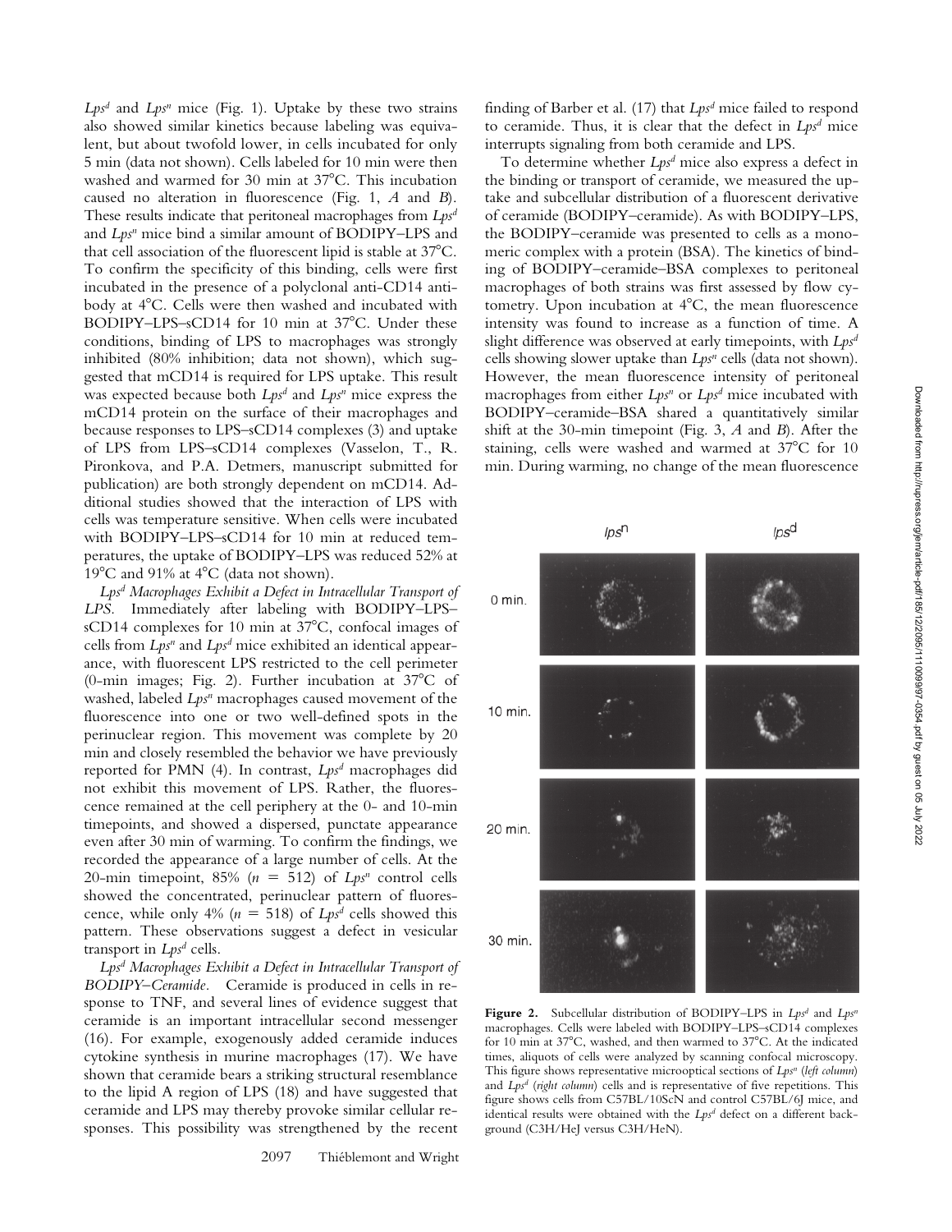$Lps^d$ and $Lps^n$ mice (Fig. 1). Uptake by these two strains also showed similar kinetics because labeling was equivalent, but about twofold lower, in cells incubated for only 5 min (data not shown). Cells labeled for 10 min were then washed and warmed for 30 min at 37°C. This incubation caused no alteration in fluorescence (Fig. 1, *A* and *B*). These results indicate that peritoneal macrophages from $Lps^d$ and $Lps^n$ mice bind a similar amount of BODIPY–LPS and that cell association of the fluorescent lipid is stable at 37°C. To confirm the specificity of this binding, cells were first incubated in the presence of a polyclonal anti-CD14 antibody at 4°C. Cells were then washed and incubated with BODIPY–LPS–sCD14 for 10 min at 37°C. Under these conditions, binding of LPS to macrophages was strongly inhibited (80% inhibition; data not shown), which suggested that mCD14 is required for LPS uptake. This result was expected because both $Lps^d$ and $Lps^n$ mice express the mCD14 protein on the surface of their macrophages and because responses to LPS–sCD14 complexes (3) and uptake of LPS from LPS–sCD14 complexes (Vasselon, T., R. Pironkova, and P.A. Detmers, manuscript submitted for publication) are both strongly dependent on mCD14. Additional studies showed that the interaction of LPS with cells was temperature sensitive. When cells were incubated with BODIPY–LPS–sCD14 for 10 min at reduced temperatures, the uptake of BODIPY–LPS was reduced 52% at 19°C and 91% at 4°C (data not shown).

*$Lps^d$ Macrophages Exhibit a Defect in Intracellular Transport of LPS.* Immediately after labeling with BODIPY–LPS–sCD14 complexes for 10 min at 37°C, confocal images of cells from $Lps^n$ and $Lps^d$ mice exhibited an identical appearance, with fluorescent LPS restricted to the cell perimeter (0-min images; Fig. 2). Further incubation at 37°C of washed, labeled $Lps^n$ macrophages caused movement of the fluorescence into one or two well-defined spots in the perinuclear region. This movement was complete by 20 min and closely resembled the behavior we have previously reported for PMN (4). In contrast, $Lps^d$ macrophages did not exhibit this movement of LPS. Rather, the fluorescence remained at the cell periphery at the 0- and 10-min timepoints, and showed a dispersed, punctate appearance even after 30 min of warming. To confirm the findings, we recorded the appearance of a large number of cells. At the 20-min timepoint, 85% ($n$ = 512) of $Lps^n$ control cells showed the concentrated, perinuclear pattern of fluorescence, while only 4% ($n$ = 518) of $Lps^d$ cells showed this pattern. These observations suggest a defect in vesicular transport in $Lps^d$ cells.

*$Lps^d$ Macrophages Exhibit a Defect in Intracellular Transport of BODIPY–Ceramide.* Ceramide is produced in cells in response to TNF, and several lines of evidence suggest that ceramide is an important intracellular second messenger (16). For example, exogenously added ceramide induces cytokine synthesis in murine macrophages (17). We have shown that ceramide bears a striking structural resemblance to the lipid A region of LPS (18) and have suggested that ceramide and LPS may thereby provoke similar cellular responses. This possibility was strengthened by the recent finding of Barber et al. (17) that $Lps^d$ mice failed to respond to ceramide. Thus, it is clear that the defect in $Lps^d$ mice interrupts signaling from both ceramide and LPS.

To determine whether $Lps^d$ mice also express a defect in the binding or transport of ceramide, we measured the uptake and subcellular distribution of a fluorescent derivative of ceramide (BODIPY–ceramide). As with BODIPY–LPS, the BODIPY–ceramide was presented to cells as a monomeric complex with a protein (BSA). The kinetics of binding of BODIPY–ceramide–BSA complexes to peritoneal macrophages of both strains was first assessed by flow cytometry. Upon incubation at 4°C, the mean fluorescence intensity was found to increase as a function of time. A slight difference was observed at early timepoints, with $Lps^d$ cells showing slower uptake than $Lps^n$ cells (data not shown). However, the mean fluorescence intensity of peritoneal macrophages from either $Lps^n$ or $Lps^d$ mice incubated with BODIPY–ceramide–BSA shared a quantitatively similar shift at the 30-min timepoint (Fig. 3, *A* and *B*). After the staining, cells were washed and warmed at 37°C for 10 min. During warming, no change of the mean fluorescence

**Figure 2.** Subcellular distribution of BODIPY–LPS in $Lps^d$ and $Lps^n$ macrophages. Cells were labeled with BODIPY–LPS–sCD14 complexes for 10 min at 37°C, washed, and then warmed to 37°C. At the indicated times, aliquots of cells were analyzed by scanning confocal microscopy. This figure shows representative microoptical sections of $Lps^n$ (*left column*) and $Lps^d$ (*right column*) cells and is representative of five repetitions. This figure shows cells from C57BL/10ScN and control C57BL/6J mice, and identical results were obtained with the $Lps^d$ defect on a different background (C3H/HeJ versus C3H/HeN).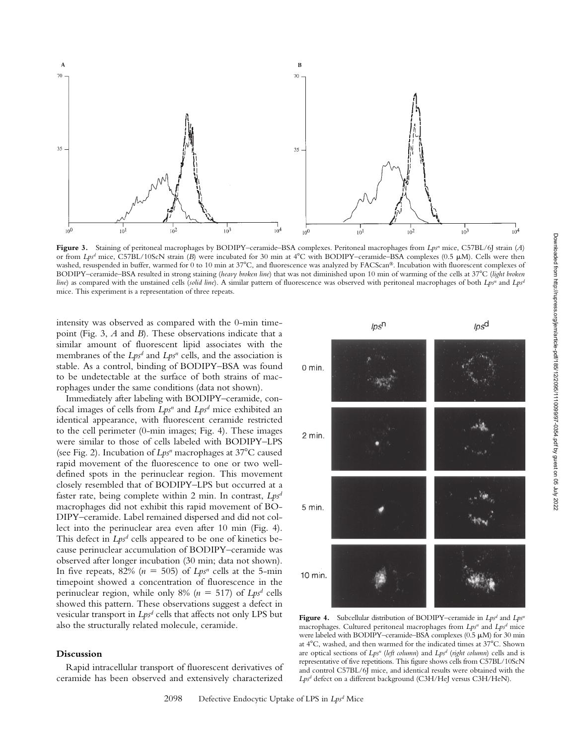**Figure 3.** Staining of peritoneal macrophages by BODIPY–ceramide–BSA complexes. Peritoneal macrophages from *Lps*[n] mice, C57BL/6J strain (*A*) or from *Lps*[d] mice, C57BL/10ScN strain (*B*) were incubated for 30 min at 4°C with BODIPY–ceramide–BSA complexes (0.5 μM). Cells were then washed, resuspended in buffer, warmed for 0 to 10 min at 37°C, and fluorescence was analyzed by FACScan®. Incubation with fluorescent complexes of BODIPY–ceramide–BSA resulted in strong staining (*heavy broken line*) that was not diminished upon 10 min of warming of the cells at 37°C (*light broken line*) as compared with the unstained cells (*solid line*). A similar pattern of fluorescence was observed with peritoneal macrophages of both *Lps*[n] and *Lps*[d] mice. This experiment is a representation of three repeats.

intensity was observed as compared with the 0-min timepoint (Fig. 3, *A* and *B*). These observations indicate that a similar amount of fluorescent lipid associates with the membranes of the *Lps*[d] and *Lps*[n] cells, and the association is stable. As a control, binding of BODIPY–BSA was found to be undetectable at the surface of both strains of macrophages under the same conditions (data not shown).

Immediately after labeling with BODIPY–ceramide, confocal images of cells from *Lps*[n] and *Lps*[d] mice exhibited an identical appearance, with fluorescent ceramide restricted to the cell perimeter (0-min images; Fig. 4). These images were similar to those of cells labeled with BODIPY–LPS (see Fig. 2). Incubation of *Lps*[n] macrophages at 37°C caused rapid movement of the fluorescence to one or two well-defined spots in the perinuclear region. This movement closely resembled that of BODIPY–LPS but occurred at a faster rate, being complete within 2 min. In contrast, *Lps*[d] macrophages did not exhibit this rapid movement of BODIPY–ceramide. Label remained dispersed and did not collect into the perinuclear area even after 10 min (Fig. 4). This defect in *Lps*[d] cells appeared to be one of kinetics because perinuclear accumulation of BODIPY–ceramide was observed after longer incubation (30 min; data not shown). In five repeats, 82% ($n = 505$) of *Lps*[n] cells at the 5-min timepoint showed a concentration of fluorescence in the perinuclear region, while only 8% ($n = 517$) of *Lps*[d] cells showed this pattern. These observations suggest a defect in vesicular transport in *Lps*[d] cells that affects not only LPS but also the structurally related molecule, ceramide.

**Figure 4.** Subcellular distribution of BODIPY–ceramide in *Lps*[d] and *Lps*[n] macrophages. Cultured peritoneal macrophages from *Lps*[n] and *Lps*[d] mice were labeled with BODIPY–ceramide–BSA complexes (0.5 μM) for 30 min at 4°C, washed, and then warmed for the indicated times at 37°C. Shown are optical sections of *Lps*[n] (*left column*) and *Lps*[d] (*right column*) cells and is representative of five repetitions. This figure shows cells from C57BL/10ScN and control C57BL/6J mice, and identical results were obtained with the *Lps*[d] defect on a different background (C3H/HeJ versus C3H/HeN).

## Discussion

Rapid intracellular transport of fluorescent derivatives of ceramide has been observed and extensively characterized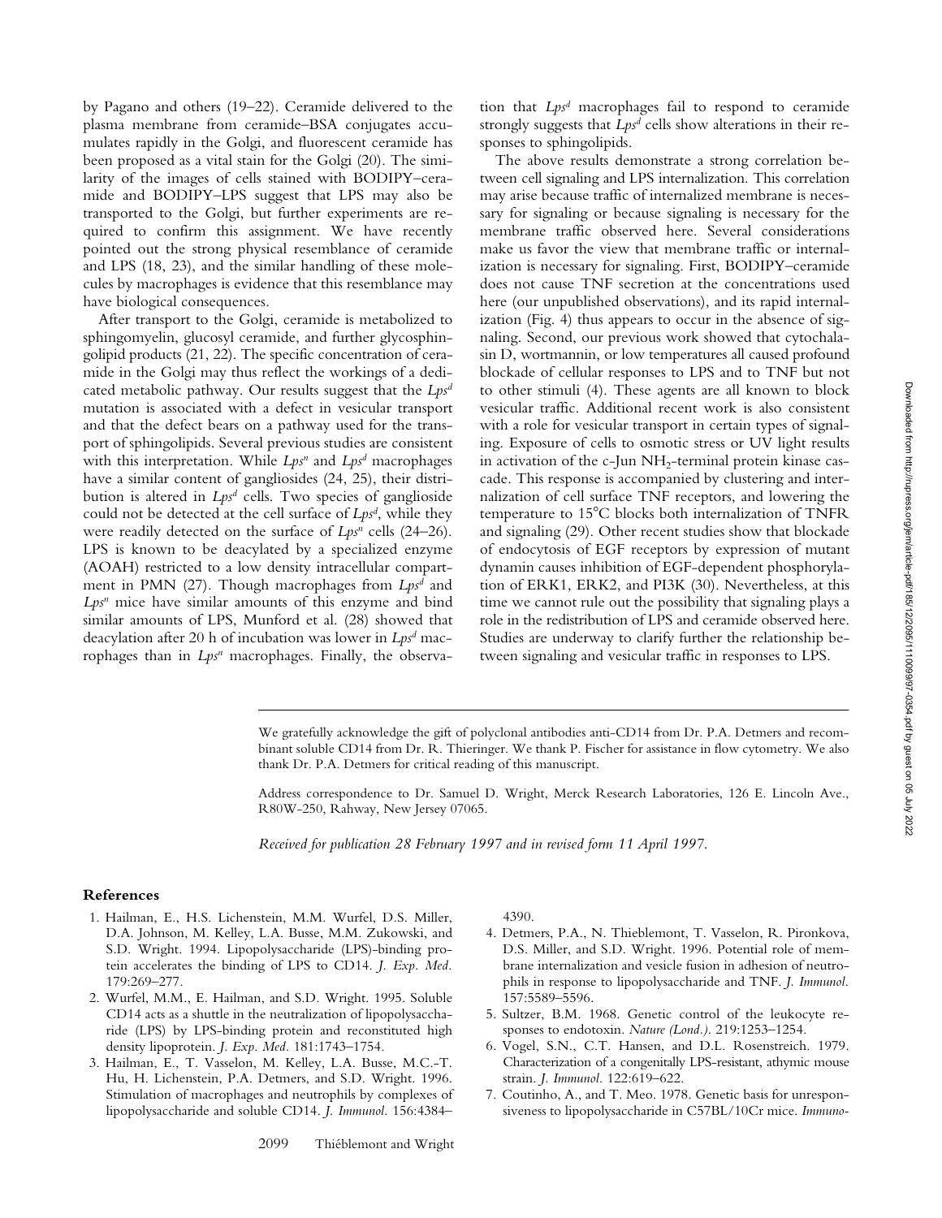by Pagano and others (19–22). Ceramide delivered to the plasma membrane from ceramide–BSA conjugates accumulates rapidly in the Golgi, and fluorescent ceramide has been proposed as a vital stain for the Golgi (20). The similarity of the images of cells stained with BODIPY–ceramide and BODIPY–LPS suggest that LPS may also be transported to the Golgi, but further experiments are required to confirm this assignment. We have recently pointed out the strong physical resemblance of ceramide and LPS (18, 23), and the similar handling of these molecules by macrophages is evidence that this resemblance may have biological consequences.

After transport to the Golgi, ceramide is metabolized to sphingomyelin, glucosyl ceramide, and further glycosphingolipid products (21, 22). The specific concentration of ceramide in the Golgi may thus reflect the workings of a dedicated metabolic pathway. Our results suggest that the *Lps*$^{d}$ mutation is associated with a defect in vesicular transport and that the defect bears on a pathway used for the transport of sphingolipids. Several previous studies are consistent with this interpretation. While *Lps*$^{n}$ and *Lps*$^{d}$ macrophages have a similar content of gangliosides (24, 25), their distribution is altered in *Lps*$^{d}$ cells. Two species of ganglioside could not be detected at the cell surface of *Lps*$^{d}$, while they were readily detected on the surface of *Lps*$^{n}$ cells (24–26). LPS is known to be deacylated by a specialized enzyme (AOAH) restricted to a low density intracellular compartment in PMN (27). Though macrophages from *Lps*$^{d}$ and *Lps*$^{n}$ mice have similar amounts of this enzyme and bind similar amounts of LPS, Munford et al. (28) showed that deacylation after 20 h of incubation was lower in *Lps*$^{d}$ macrophages than in *Lps*$^{n}$ macrophages. Finally, the observation that *Lps*$^{d}$ macrophages fail to respond to ceramide strongly suggests that *Lps*$^{d}$ cells show alterations in their responses to sphingolipids.

The above results demonstrate a strong correlation between cell signaling and LPS internalization. This correlation may arise because traffic of internalized membrane is necessary for signaling or because signaling is necessary for the membrane traffic observed here. Several considerations make us favor the view that membrane traffic or internalization is necessary for signaling. First, BODIPY–ceramide does not cause TNF secretion at the concentrations used here (our unpublished observations), and its rapid internalization (Fig. 4) thus appears to occur in the absence of signaling. Second, our previous work showed that cytochalasin D, wortmannin, or low temperatures all caused profound blockade of cellular responses to LPS and to TNF but not to other stimuli (4). These agents are all known to block vesicular traffic. Additional recent work is also consistent with a role for vesicular transport in certain types of signaling. Exposure of cells to osmotic stress or UV light results in activation of the c-Jun $NH_2$-terminal protein kinase cascade. This response is accompanied by clustering and internalization of cell surface TNF receptors, and lowering the temperature to 15°C blocks both internalization of TNFR and signaling (29). Other recent studies show that blockade of endocytosis of EGF receptors by expression of mutant dynamin causes inhibition of EGF-dependent phosphorylation of ERK1, ERK2, and PI3K (30). Nevertheless, at this time we cannot rule out the possibility that signaling plays a role in the redistribution of LPS and ceramide observed here. Studies are underway to clarify further the relationship between signaling and vesicular traffic in responses to LPS.

We gratefully acknowledge the gift of polyclonal antibodies anti-CD14 from Dr. P.A. Detmers and recombinant soluble CD14 from Dr. R. Thieringer. We thank P. Fischer for assistance in flow cytometry. We also thank Dr. P.A. Detmers for critical reading of this manuscript.

Address correspondence to Dr. Samuel D. Wright, Merck Research Laboratories, 126 E. Lincoln Ave., R80W-250, Rahway, New Jersey 07065.

*Received for publication 28 February 1997 and in revised form 11 April 1997.*

## References

1. Hailman, E., H.S. Lichenstein, M.M. Wurfel, D.S. Miller, D.A. Johnson, M. Kelley, L.A. Busse, M.M. Zukowski, and S.D. Wright. 1994. Lipopolysaccharide (LPS)-binding protein accelerates the binding of LPS to CD14. *J. Exp. Med.* 179:269–277.
2. Wurfel, M.M., E. Hailman, and S.D. Wright. 1995. Soluble CD14 acts as a shuttle in the neutralization of lipopolysaccharide (LPS) by LPS-binding protein and reconstituted high density lipoprotein. *J. Exp. Med.* 181:1743–1754.
3. Hailman, E., T. Vasselon, M. Kelley, L.A. Busse, M.C.-T. Hu, H. Lichenstein, P.A. Detmers, and S.D. Wright. 1996. Stimulation of macrophages and neutrophils by complexes of lipopolysaccharide and soluble CD14. *J. Immunol.* 156:4384–4390.
4. Detmers, P.A., N. Thieblemont, T. Vasselon, R. Pironkova, D.S. Miller, and S.D. Wright. 1996. Potential role of membrane internalization and vesicle fusion in adhesion of neutrophils in response to lipopolysaccharide and TNF. *J. Immunol.* 157:5589–5596.
5. Sultzer, B.M. 1968. Genetic control of the leukocyte responses to endotoxin. *Nature (Lond.).* 219:1253–1254.
6. Vogel, S.N., C.T. Hansen, and D.L. Rosenstreich. 1979. Characterization of a congenitally LPS-resistant, athymic mouse strain. *J. Immunol.* 122:619–622.
7. Coutinho, A., and T. Meo. 1978. Genetic basis for unresponsiveness to lipopolysaccharide in C57BL/10Cr mice. *Immuno-*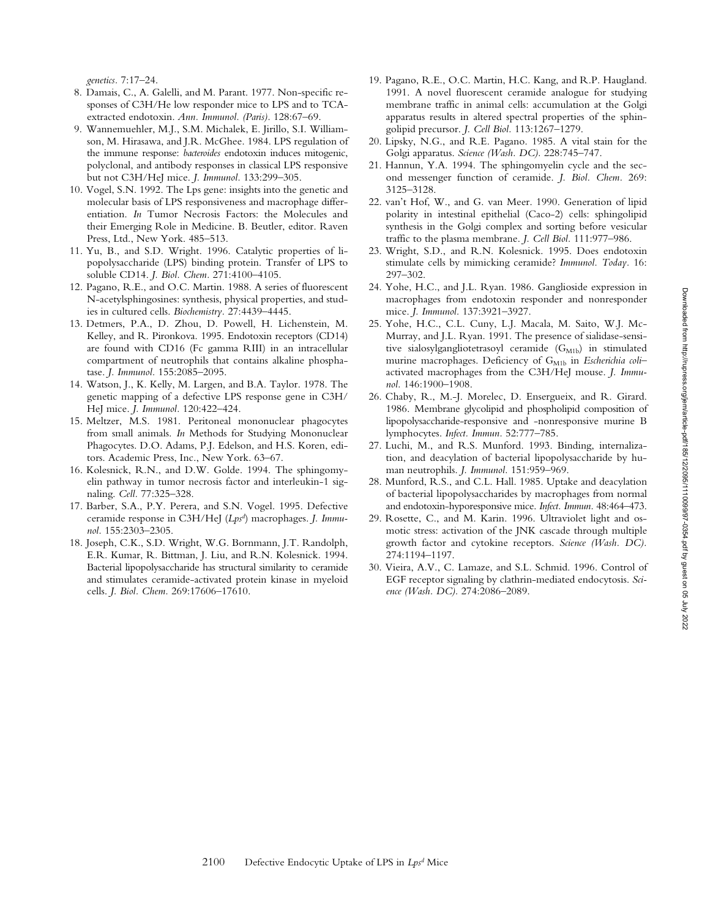*genetics*. 7:17–24.

8. Damais, C., A. Galelli, and M. Parant. 1977. Non-specific responses of C3H/He low responder mice to LPS and to TCA-extracted endotoxin. *Ann. Immunol. (Paris).* 128:67–69.
9. Wannemuehler, M.J., S.M. Michalek, E. Jirillo, S.I. Williamson, M. Hirasawa, and J.R. McGhee. 1984. LPS regulation of the immune response: *bacteroides* endotoxin induces mitogenic, polyclonal, and antibody responses in classical LPS responsive but not C3H/HeJ mice. *J. Immunol.* 133:299–305.
10. Vogel, S.N. 1992. The Lps gene: insights into the genetic and molecular basis of LPS responsiveness and macrophage differentiation. *In* Tumor Necrosis Factors: the Molecules and their Emerging Role in Medicine. B. Beutler, editor. Raven Press, Ltd., New York. 485–513.
11. Yu, B., and S.D. Wright. 1996. Catalytic properties of lipopolysaccharide (LPS) binding protein. Transfer of LPS to soluble CD14. *J. Biol. Chem.* 271:4100–4105.
12. Pagano, R.E., and O.C. Martin. 1988. A series of fluorescent N-acetylsphingosines: synthesis, physical properties, and studies in cultured cells. *Biochemistry.* 27:4439–4445.
13. Detmers, P.A., D. Zhou, D. Powell, H. Lichenstein, M. Kelley, and R. Pironkova. 1995. Endotoxin receptors (CD14) are found with CD16 (Fc gamma RIII) in an intracellular compartment of neutrophils that contains alkaline phosphatase. *J. Immunol.* 155:2085–2095.
14. Watson, J., K. Kelly, M. Largen, and B.A. Taylor. 1978. The genetic mapping of a defective LPS response gene in C3H/HeJ mice. *J. Immunol.* 120:422–424.
15. Meltzer, M.S. 1981. Peritoneal mononuclear phagocytes from small animals. *In* Methods for Studying Mononuclear Phagocytes. D.O. Adams, P.J. Edelson, and H.S. Koren, editors. Academic Press, Inc., New York. 63–67.
16. Kolesnick, R.N., and D.W. Golde. 1994. The sphingomyelin pathway in tumor necrosis factor and interleukin-1 signaling. *Cell.* 77:325–328.
17. Barber, S.A., P.Y. Perera, and S.N. Vogel. 1995. Defective ceramide response in C3H/HeJ (*Lps^d^*) macrophages. *J. Immunol.* 155:2303–2305.
18. Joseph, C.K., S.D. Wright, W.G. Bornmann, J.T. Randolph, E.R. Kumar, R. Bittman, J. Liu, and R.N. Kolesnick. 1994. Bacterial lipopolysaccharide has structural similarity to ceramide and stimulates ceramide-activated protein kinase in myeloid cells. *J. Biol. Chem.* 269:17606–17610.
19. Pagano, R.E., O.C. Martin, H.C. Kang, and R.P. Haugland. 1991. A novel fluorescent ceramide analogue for studying membrane traffic in animal cells: accumulation at the Golgi apparatus results in altered spectral properties of the sphingolipid precursor. *J. Cell Biol.* 113:1267–1279.
20. Lipsky, N.G., and R.E. Pagano. 1985. A vital stain for the Golgi apparatus. *Science (Wash. DC).* 228:745–747.
21. Hannun, Y.A. 1994. The sphingomyelin cycle and the second messenger function of ceramide. *J. Biol. Chem.* 269:3125–3128.
22. van't Hof, W., and G. van Meer. 1990. Generation of lipid polarity in intestinal epithelial (Caco-2) cells: sphingolipid synthesis in the Golgi complex and sorting before vesicular traffic to the plasma membrane. *J. Cell Biol.* 111:977–986.
23. Wright, S.D., and R.N. Kolesnick. 1995. Does endotoxin stimulate cells by mimicking ceramide? *Immunol. Today.* 16:297–302.
24. Yohe, H.C., and J.L. Ryan. 1986. Ganglioside expression in macrophages from endotoxin responder and nonresponder mice. *J. Immunol.* 137:3921–3927.
25. Yohe, H.C., C.L. Cuny, L.J. Macala, M. Saito, W.J. McMurray, and J.L. Ryan. 1991. The presence of sialidase-sensitive sialosylgangliotetrasoyl ceramide ($G_{M1b}$) in stimulated murine macrophages. Deficiency of $G_{M1b}$ in *Escherichia coli*–activated macrophages from the C3H/HeJ mouse. *J. Immunol.* 146:1900–1908.
26. Chaby, R., M.-J. Morelec, D. Ensergueix, and R. Girard. 1986. Membrane glycolipid and phospholipid composition of lipopolysaccharide-responsive and -nonresponsive murine B lymphocytes. *Infect. Immun.* 52:777–785.
27. Luchi, M., and R.S. Munford. 1993. Binding, internalization, and deacylation of bacterial lipopolysaccharide by human neutrophils. *J. Immunol.* 151:959–969.
28. Munford, R.S., and C.L. Hall. 1985. Uptake and deacylation of bacterial lipopolysaccharides by macrophages from normal and endotoxin-hyporesponsive mice. *Infect. Immun.* 48:464–473.
29. Rosette, C., and M. Karin. 1996. Ultraviolet light and osmotic stress: activation of the JNK cascade through multiple growth factor and cytokine receptors. *Science (Wash. DC).* 274:1194–1197.
30. Vieira, A.V., C. Lamaze, and S.L. Schmid. 1996. Control of EGF receptor signaling by clathrin-mediated endocytosis. *Science (Wash. DC).* 274:2086–2089.